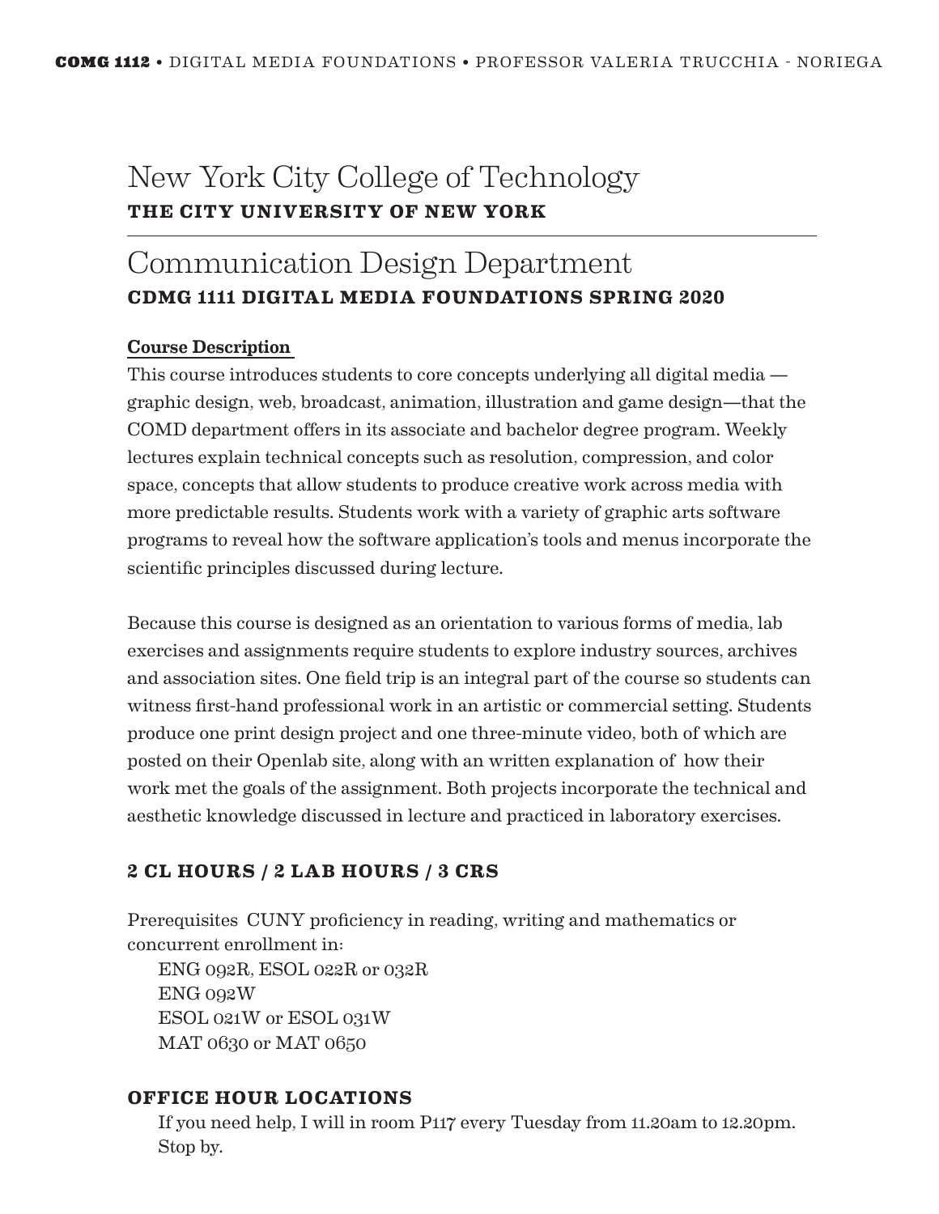# New York City College of Technology
**THE CITY UNIVERSITY OF NEW YORK**

## Communication Design Department
**CDMG 1111 DIGITAL MEDIA FOUNDATIONS SPRING 2020**

**Course Description**

This course introduces students to core concepts underlying all digital media — graphic design, web, broadcast, animation, illustration and game design—that the COMD department offers in its associate and bachelor degree program. Weekly lectures explain technical concepts such as resolution, compression, and color space, concepts that allow students to produce creative work across media with more predictable results. Students work with a variety of graphic arts software programs to reveal how the software application's tools and menus incorporate the scientific principles discussed during lecture.

Because this course is designed as an orientation to various forms of media, lab exercises and assignments require students to explore industry sources, archives and association sites. One field trip is an integral part of the course so students can witness first-hand professional work in an artistic or commercial setting. Students produce one print design project and one three-minute video, both of which are posted on their Openlab site, along with an written explanation of how their work met the goals of the assignment. Both projects incorporate the technical and aesthetic knowledge discussed in lecture and practiced in laboratory exercises.

### 2 CL HOURS / 2 LAB HOURS / 3 CRS

Prerequisites CUNY proficiency in reading, writing and mathematics or concurrent enrollment in:

- ENG 092R, ESOL 022R or 032R
- ENG 092W
- ESOL 021W or ESOL 031W
- MAT 0630 or MAT 0650

### OFFICE HOUR LOCATIONS

If you need help, I will in room P117 every Tuesday from 11.20am to 12.20pm. Stop by.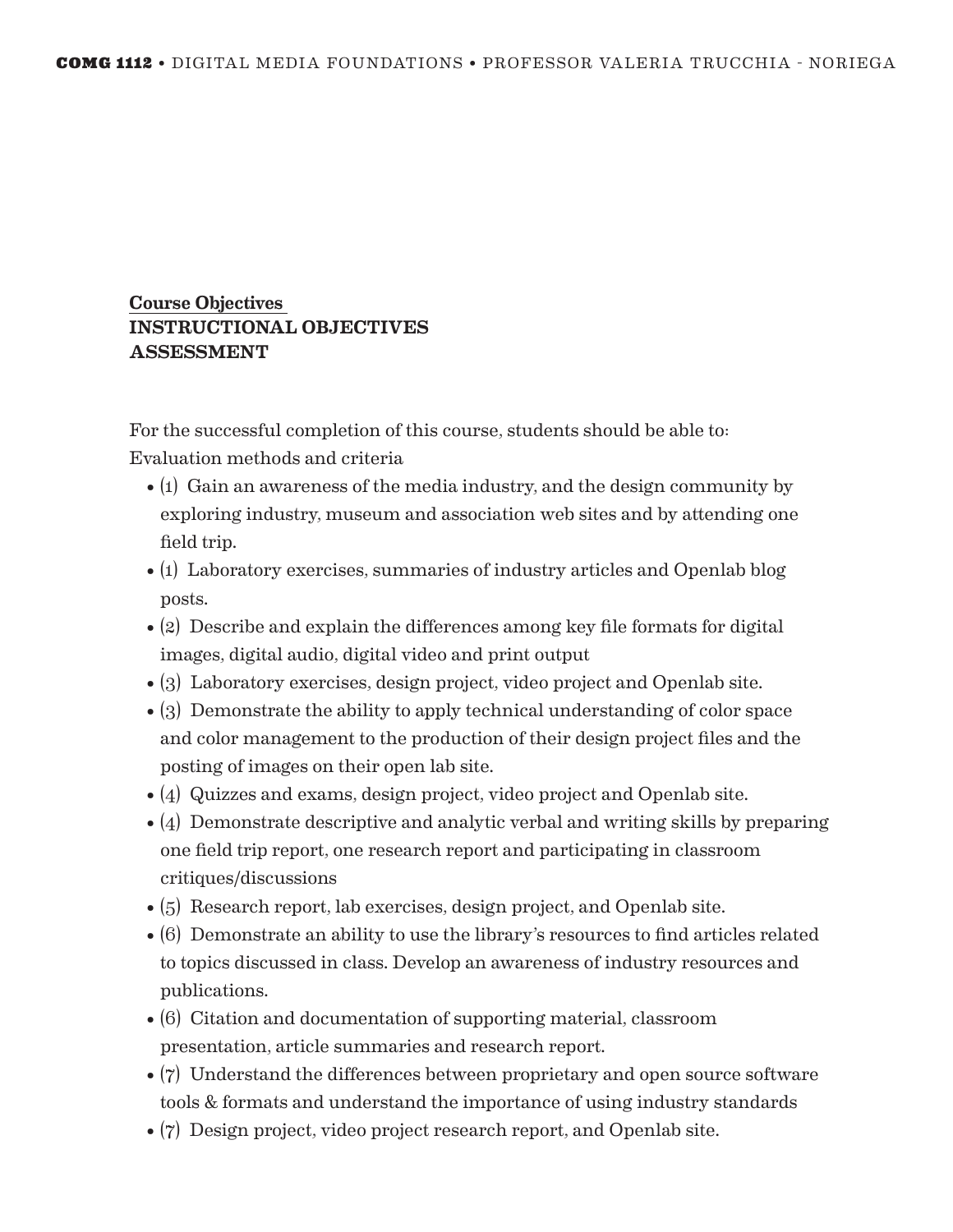**Course Objectives**
**INSTRUCTIONAL OBJECTIVES**
**ASSESSMENT**

For the successful completion of this course, students should be able to:
Evaluation methods and criteria

- (1) Gain an awareness of the media industry, and the design community by exploring industry, museum and association web sites and by attending one field trip.
- (1) Laboratory exercises, summaries of industry articles and Openlab blog posts.
- (2) Describe and explain the differences among key file formats for digital images, digital audio, digital video and print output
- (3) Laboratory exercises, design project, video project and Openlab site.
- (3) Demonstrate the ability to apply technical understanding of color space and color management to the production of their design project files and the posting of images on their open lab site.
- (4) Quizzes and exams, design project, video project and Openlab site.
- (4) Demonstrate descriptive and analytic verbal and writing skills by preparing one field trip report, one research report and participating in classroom critiques/discussions
- (5) Research report, lab exercises, design project, and Openlab site.
- (6) Demonstrate an ability to use the library's resources to find articles related to topics discussed in class. Develop an awareness of industry resources and publications.
- (6) Citation and documentation of supporting material, classroom presentation, article summaries and research report.
- (7) Understand the differences between proprietary and open source software tools & formats and understand the importance of using industry standards
- (7) Design project, video project research report, and Openlab site.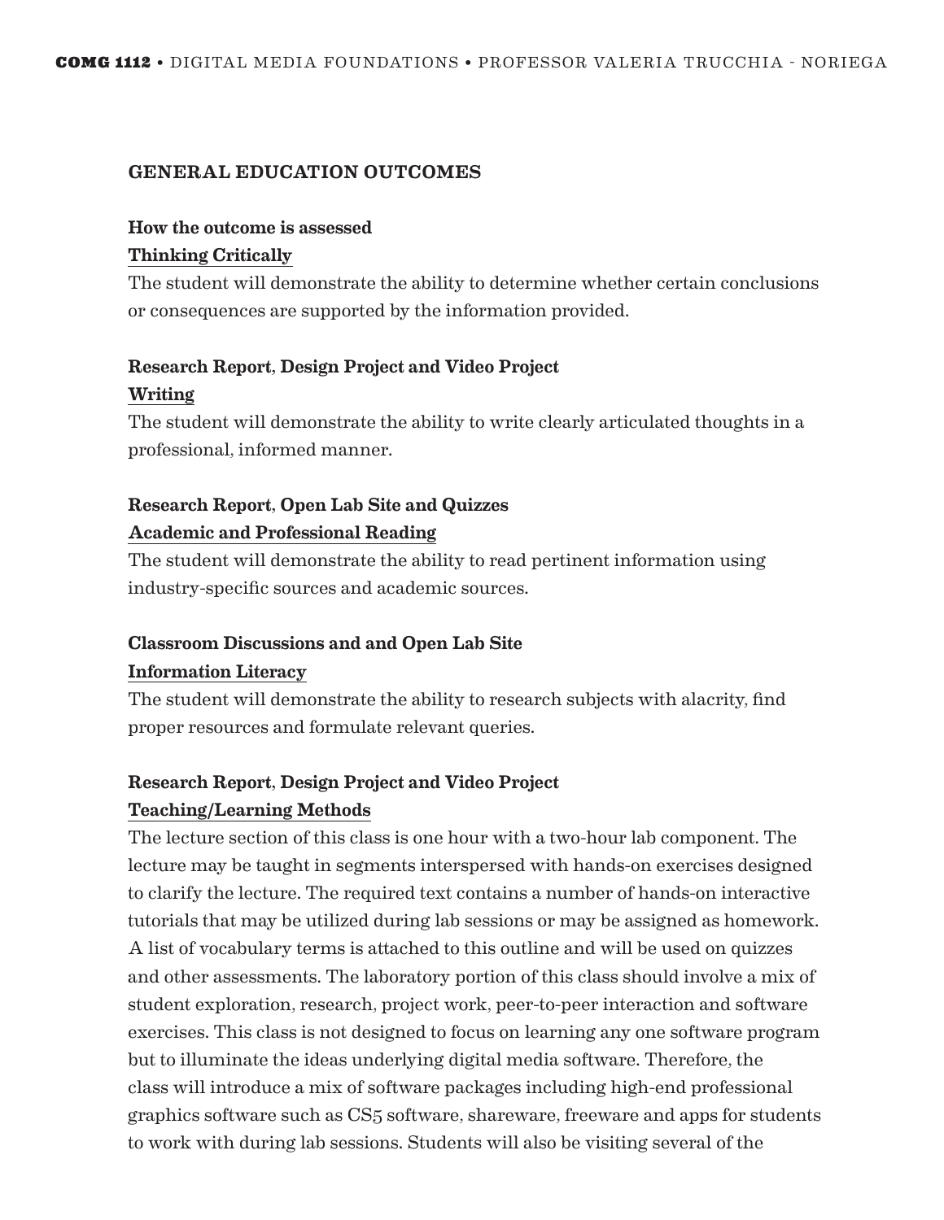## GENERAL EDUCATION OUTCOMES

**How the outcome is assessed**

**Thinking Critically**

The student will demonstrate the ability to determine whether certain conclusions or consequences are supported by the information provided.

**Research Report, Design Project and Video Project**

**Writing**

The student will demonstrate the ability to write clearly articulated thoughts in a professional, informed manner.

**Research Report, Open Lab Site and Quizzes**

**Academic and Professional Reading**

The student will demonstrate the ability to read pertinent information using industry-specific sources and academic sources.

**Classroom Discussions and and Open Lab Site**

**Information Literacy**

The student will demonstrate the ability to research subjects with alacrity, find proper resources and formulate relevant queries.

**Research Report, Design Project and Video Project**

**Teaching/Learning Methods**

The lecture section of this class is one hour with a two-hour lab component. The lecture may be taught in segments interspersed with hands-on exercises designed to clarify the lecture. The required text contains a number of hands-on interactive tutorials that may be utilized during lab sessions or may be assigned as homework. A list of vocabulary terms is attached to this outline and will be used on quizzes and other assessments. The laboratory portion of this class should involve a mix of student exploration, research, project work, peer-to-peer interaction and software exercises. This class is not designed to focus on learning any one software program but to illuminate the ideas underlying digital media software. Therefore, the class will introduce a mix of software packages including high-end professional graphics software such as CS5 software, shareware, freeware and apps for students to work with during lab sessions. Students will also be visiting several of the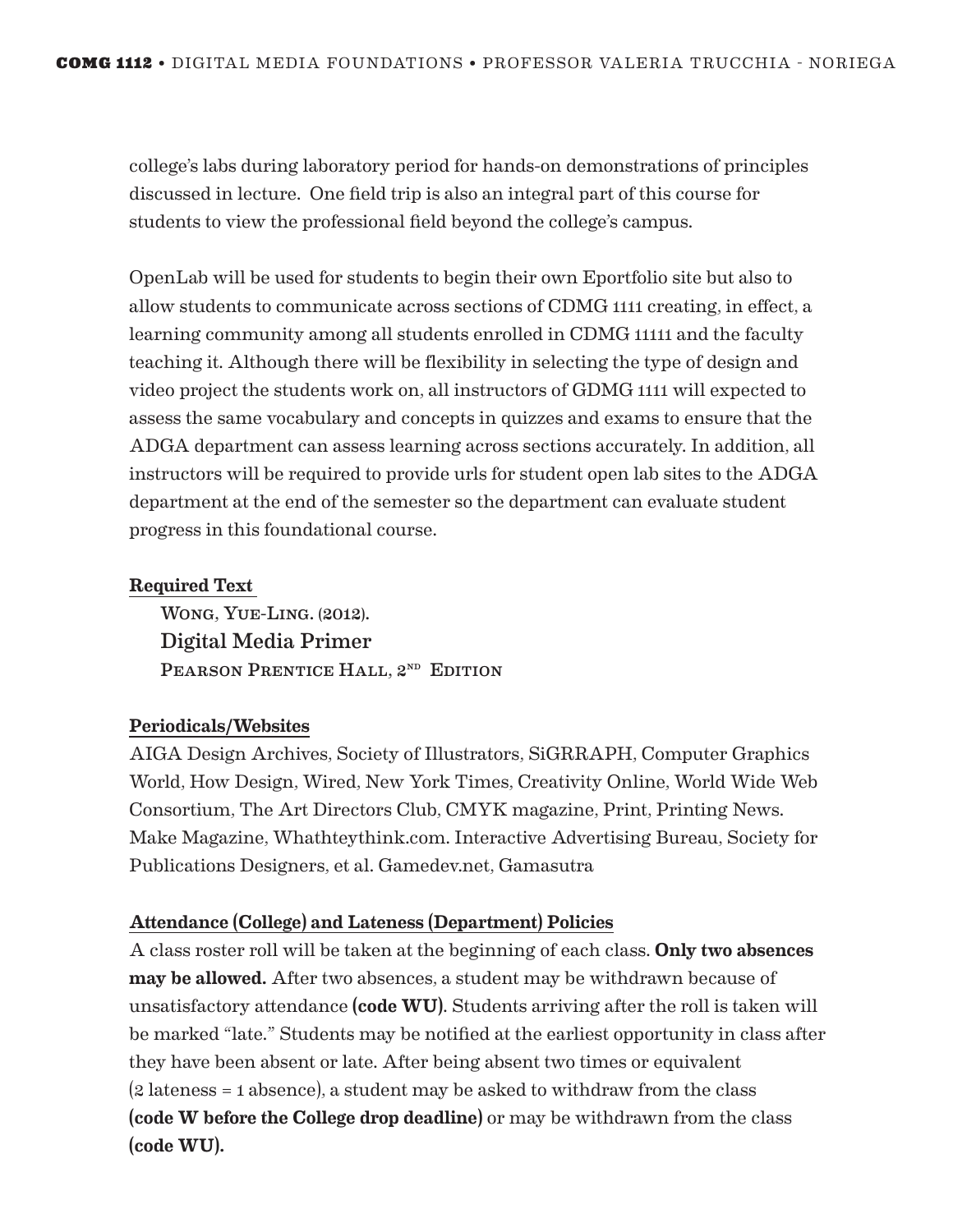college's labs during laboratory period for hands-on demonstrations of principles discussed in lecture. One field trip is also an integral part of this course for students to view the professional field beyond the college's campus.

OpenLab will be used for students to begin their own Eportfolio site but also to allow students to communicate across sections of CDMG 1111 creating, in effect, a learning community among all students enrolled in CDMG 11111 and the faculty teaching it. Although there will be flexibility in selecting the type of design and video project the students work on, all instructors of GDMG 1111 will expected to assess the same vocabulary and concepts in quizzes and exams to ensure that the ADGA department can assess learning across sections accurately. In addition, all instructors will be required to provide urls for student open lab sites to the ADGA department at the end of the semester so the department can evaluate student progress in this foundational course.

**Required Text**

Wong, Yue-Ling. (2012).
Digital Media Primer
Pearson Prentice Hall, 2nd Edition

**Periodicals/Websites**

AIGA Design Archives, Society of Illustrators, SiGRRAPH, Computer Graphics World, How Design, Wired, New York Times, Creativity Online, World Wide Web Consortium, The Art Directors Club, CMYK magazine, Print, Printing News. Make Magazine, Whathteythink.com. Interactive Advertising Bureau, Society for Publications Designers, et al. Gamedev.net, Gamasutra

**Attendance (College) and Lateness (Department) Policies**

A class roster roll will be taken at the beginning of each class. **Only two absences may be allowed.** After two absences, a student may be withdrawn because of unsatisfactory attendance **(code WU)**. Students arriving after the roll is taken will be marked "late." Students may be notified at the earliest opportunity in class after they have been absent or late. After being absent two times or equivalent (2 lateness = 1 absence), a student may be asked to withdraw from the class **(code W before the College drop deadline)** or may be withdrawn from the class **(code WU).**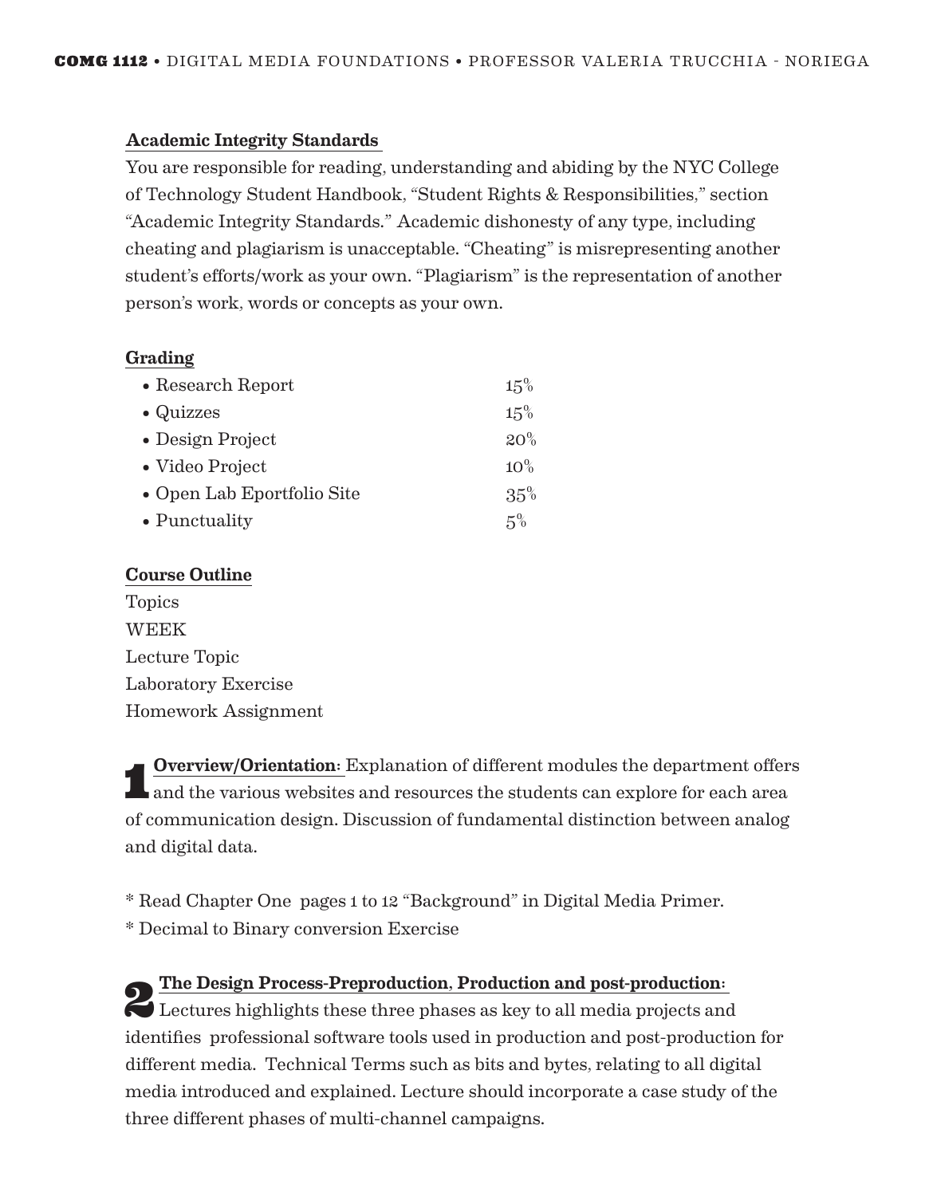**Academic Integrity Standards**

You are responsible for reading, understanding and abiding by the NYC College of Technology Student Handbook, "Student Rights & Responsibilities," section "Academic Integrity Standards." Academic dishonesty of any type, including cheating and plagiarism is unacceptable. "Cheating" is misrepresenting another student's efforts/work as your own. "Plagiarism" is the representation of another person's work, words or concepts as your own.

**Grading**

| | |
|---|---|
| • Research Report | 15% |
| • Quizzes | 15% |
| • Design Project | 20% |
| • Video Project | 10% |
| • Open Lab Eportfolio Site | 35% |
| • Punctuality | 5% |

**Course Outline**

Topics
WEEK
Lecture Topic
Laboratory Exercise
Homework Assignment

**1** **Overview/Orientation:** Explanation of different modules the department offers and the various websites and resources the students can explore for each area of communication design. Discussion of fundamental distinction between analog and digital data.

* Read Chapter One pages 1 to 12 "Background" in Digital Media Primer.
* Decimal to Binary conversion Exercise

**2** **The Design Process-Preproduction, Production and post-production:** Lectures highlights these three phases as key to all media projects and identifies professional software tools used in production and post-production for different media. Technical Terms such as bits and bytes, relating to all digital media introduced and explained. Lecture should incorporate a case study of the three different phases of multi-channel campaigns.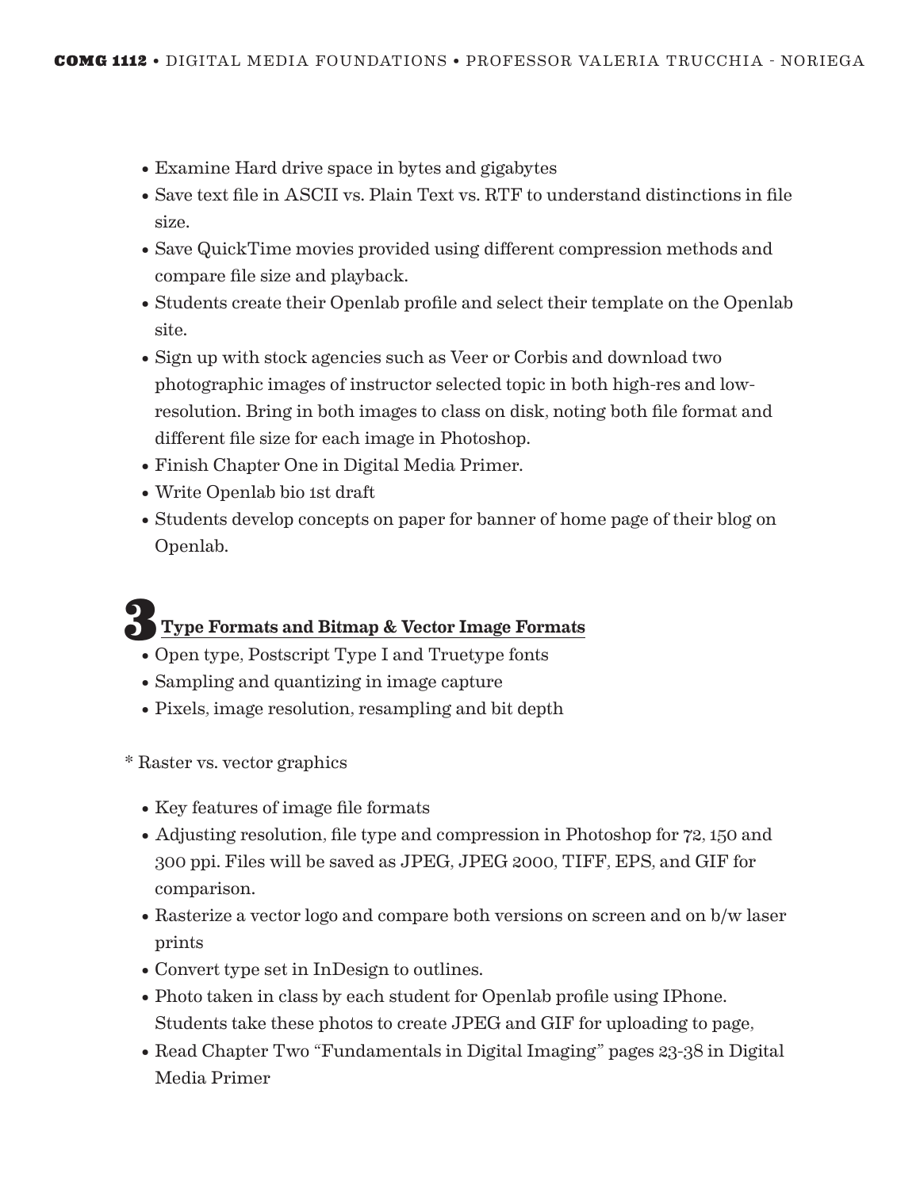- Examine Hard drive space in bytes and gigabytes
- Save text file in ASCII vs. Plain Text vs. RTF to understand distinctions in file size.
- Save QuickTime movies provided using different compression methods and compare file size and playback.
- Students create their Openlab profile and select their template on the Openlab site.
- Sign up with stock agencies such as Veer or Corbis and download two photographic images of instructor selected topic in both high-res and low-resolution. Bring in both images to class on disk, noting both file format and different file size for each image in Photoshop.
- Finish Chapter One in Digital Media Primer.
- Write Openlab bio 1st draft
- Students develop concepts on paper for banner of home page of their blog on Openlab.

## 3 Type Formats and Bitmap & Vector Image Formats

- Open type, Postscript Type I and Truetype fonts
- Sampling and quantizing in image capture
- Pixels, image resolution, resampling and bit depth

* Raster vs. vector graphics

- Key features of image file formats
- Adjusting resolution, file type and compression in Photoshop for 72, 150 and 300 ppi. Files will be saved as JPEG, JPEG 2000, TIFF, EPS, and GIF for comparison.
- Rasterize a vector logo and compare both versions on screen and on b/w laser prints
- Convert type set in InDesign to outlines.
- Photo taken in class by each student for Openlab profile using IPhone. Students take these photos to create JPEG and GIF for uploading to page,
- Read Chapter Two “Fundamentals in Digital Imaging” pages 23-38 in Digital Media Primer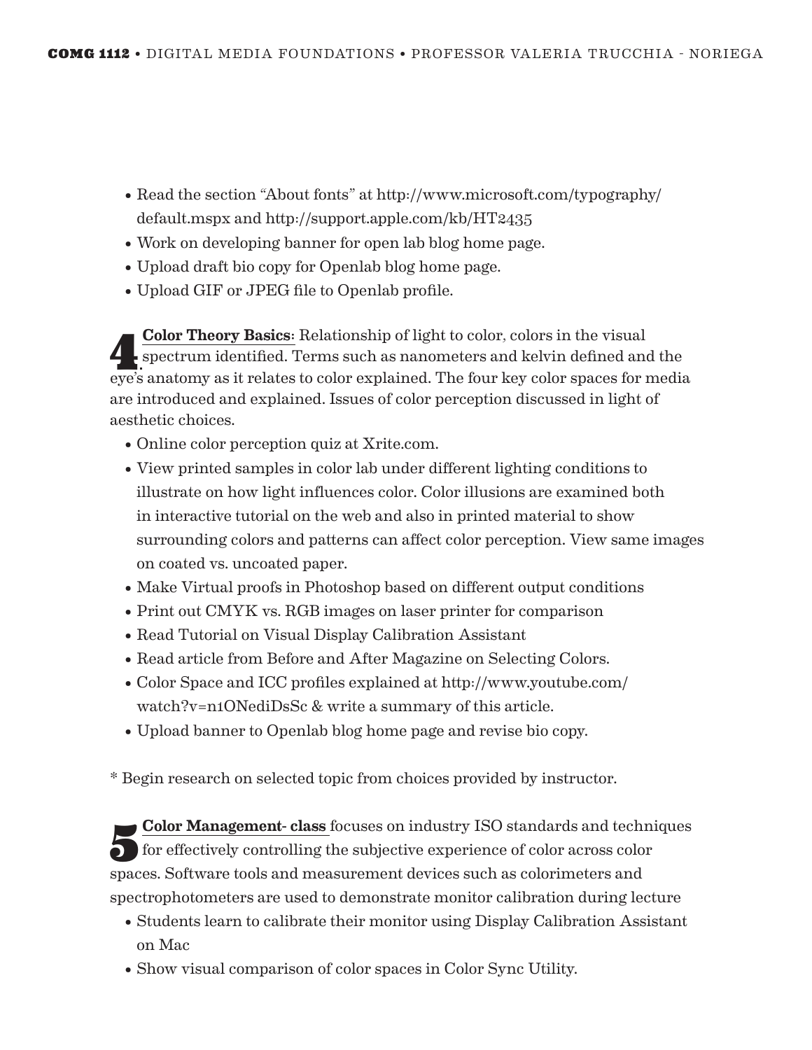- Read the section "About fonts" at http://www.microsoft.com/typography/default.mspx and http://support.apple.com/kb/HT2435
- Work on developing banner for open lab blog home page.
- Upload draft bio copy for Openlab blog home page.
- Upload GIF or JPEG file to Openlab profile.

**4.** **Color Theory Basics:** Relationship of light to color, colors in the visual spectrum identified. Terms such as nanometers and kelvin defined and the eye's anatomy as it relates to color explained. The four key color spaces for media are introduced and explained. Issues of color perception discussed in light of aesthetic choices.

- Online color perception quiz at Xrite.com.
- View printed samples in color lab under different lighting conditions to illustrate on how light influences color. Color illusions are examined both in interactive tutorial on the web and also in printed material to show surrounding colors and patterns can affect color perception. View same images on coated vs. uncoated paper.
- Make Virtual proofs in Photoshop based on different output conditions
- Print out CMYK vs. RGB images on laser printer for comparison
- Read Tutorial on Visual Display Calibration Assistant
- Read article from Before and After Magazine on Selecting Colors.
- Color Space and ICC profiles explained at http://www.youtube.com/watch?v=n1ONediDsSc & write a summary of this article.
- Upload banner to Openlab blog home page and revise bio copy.

* Begin research on selected topic from choices provided by instructor.

**5** **Color Management- class** focuses on industry ISO standards and techniques for effectively controlling the subjective experience of color across color spaces. Software tools and measurement devices such as colorimeters and spectrophotometers are used to demonstrate monitor calibration during lecture

- Students learn to calibrate their monitor using Display Calibration Assistant on Mac
- Show visual comparison of color spaces in Color Sync Utility.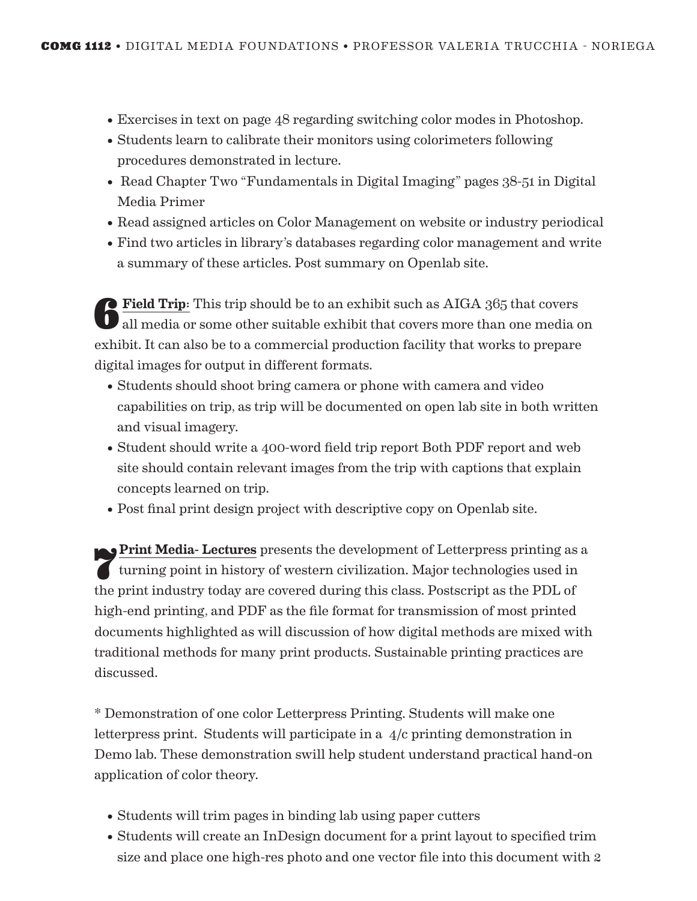- Exercises in text on page 48 regarding switching color modes in Photoshop.
- Students learn to calibrate their monitors using colorimeters following procedures demonstrated in lecture.
- Read Chapter Two "Fundamentals in Digital Imaging" pages 38-51 in Digital Media Primer
- Read assigned articles on Color Management on website or industry periodical
- Find two articles in library's databases regarding color management and write a summary of these articles. Post summary on Openlab site.

**6** **Field Trip**: This trip should be to an exhibit such as AIGA 365 that covers all media or some other suitable exhibit that covers more than one media on exhibit. It can also be to a commercial production facility that works to prepare digital images for output in different formats.

- Students should shoot bring camera or phone with camera and video capabilities on trip, as trip will be documented on open lab site in both written and visual imagery.
- Student should write a 400-word field trip report Both PDF report and web site should contain relevant images from the trip with captions that explain concepts learned on trip.
- Post final print design project with descriptive copy on Openlab site.

**7** **Print Media- Lectures** presents the development of Letterpress printing as a turning point in history of western civilization. Major technologies used in the print industry today are covered during this class. Postscript as the PDL of high-end printing, and PDF as the file format for transmission of most printed documents highlighted as will discussion of how digital methods are mixed with traditional methods for many print products. Sustainable printing practices are discussed.

* Demonstration of one color Letterpress Printing. Students will make one letterpress print. Students will participate in a 4/c printing demonstration in Demo lab. These demonstration swill help student understand practical hand-on application of color theory.

- Students will trim pages in binding lab using paper cutters
- Students will create an InDesign document for a print layout to specified trim size and place one high-res photo and one vector file into this document with 2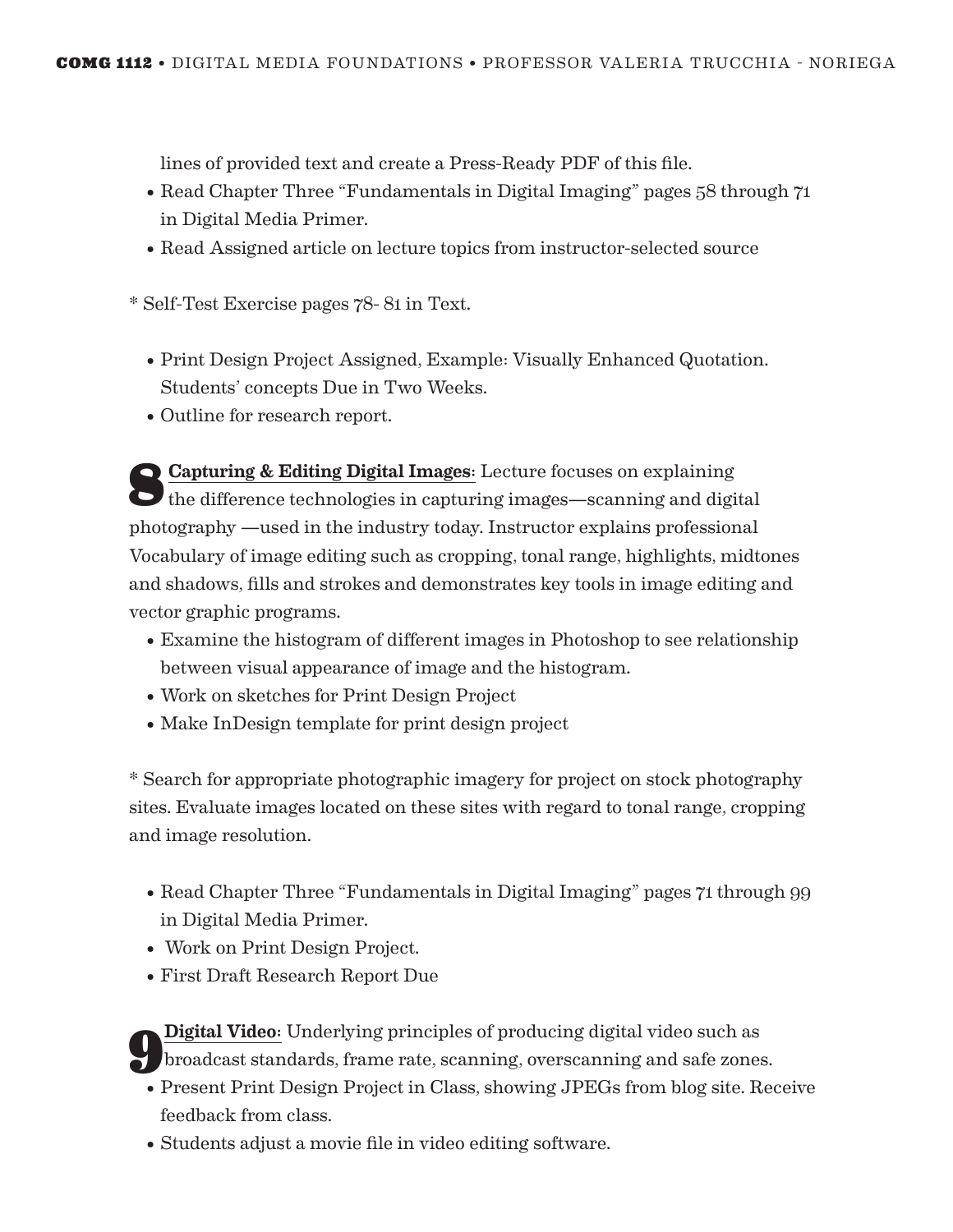lines of provided text and create a Press-Ready PDF of this file.

- Read Chapter Three “Fundamentals in Digital Imaging” pages 58 through 71 in Digital Media Primer.
- Read Assigned article on lecture topics from instructor-selected source

* Self-Test Exercise pages 78- 81 in Text.

- Print Design Project Assigned, Example: Visually Enhanced Quotation. Students' concepts Due in Two Weeks.
- Outline for research report.

**8** **Capturing & Editing Digital Images:** Lecture focuses on explaining the difference technologies in capturing images—scanning and digital photography —used in the industry today. Instructor explains professional Vocabulary of image editing such as cropping, tonal range, highlights, midtones and shadows, fills and strokes and demonstrates key tools in image editing and vector graphic programs.

- Examine the histogram of different images in Photoshop to see relationship between visual appearance of image and the histogram.
- Work on sketches for Print Design Project
- Make InDesign template for print design project

* Search for appropriate photographic imagery for project on stock photography sites. Evaluate images located on these sites with regard to tonal range, cropping and image resolution.

- Read Chapter Three “Fundamentals in Digital Imaging” pages 71 through 99 in Digital Media Primer.
- Work on Print Design Project.
- First Draft Research Report Due

**9** **Digital Video:** Underlying principles of producing digital video such as broadcast standards, frame rate, scanning, overscanning and safe zones.

- Present Print Design Project in Class, showing JPEGs from blog site. Receive feedback from class.
- Students adjust a movie file in video editing software.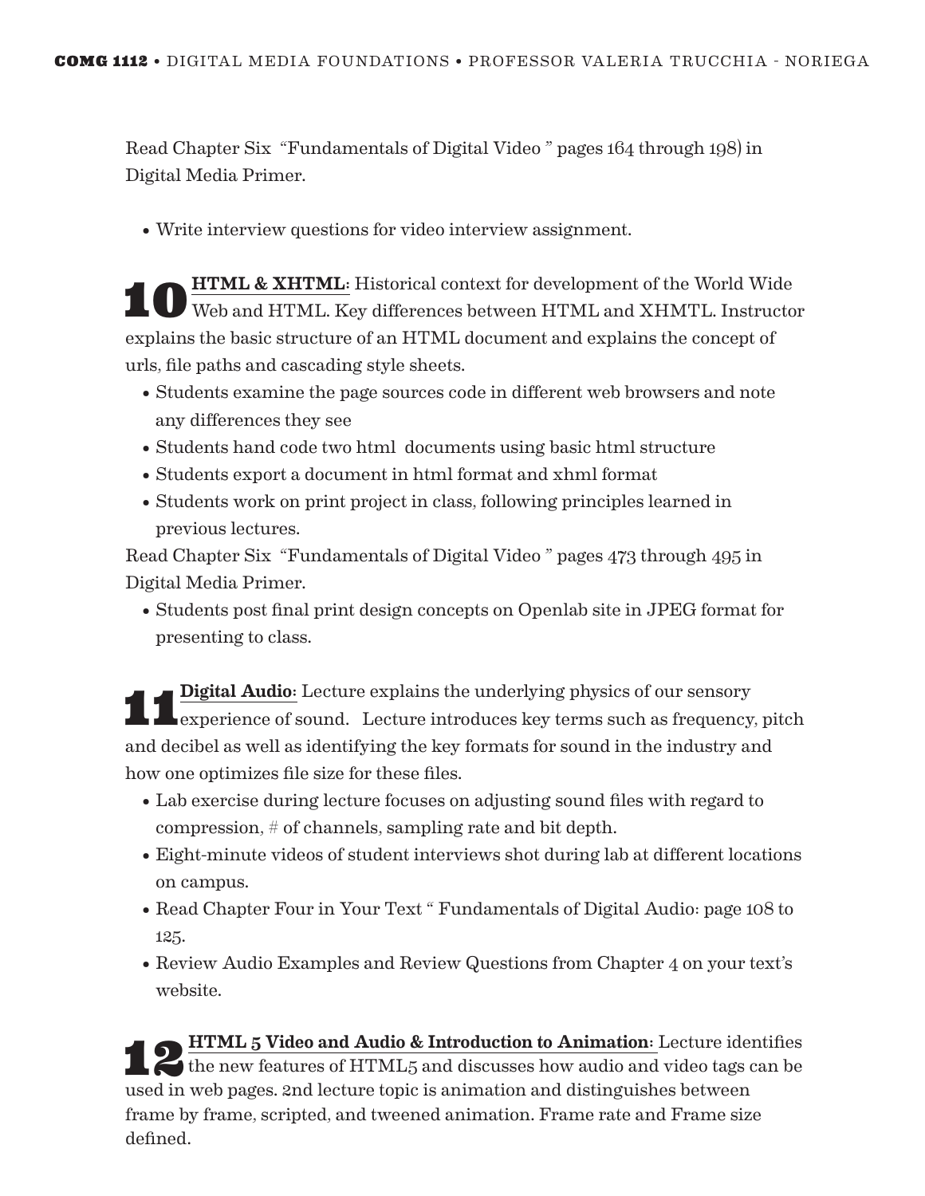Read Chapter Six "Fundamentals of Digital Video " pages 164 through 198) in Digital Media Primer.

- Write interview questions for video interview assignment.

## 10 HTML & XHTML:

Historical context for development of the World Wide Web and HTML. Key differences between HTML and XHMTL. Instructor explains the basic structure of an HTML document and explains the concept of urls, file paths and cascading style sheets.

- Students examine the page sources code in different web browsers and note any differences they see
- Students hand code two html documents using basic html structure
- Students export a document in html format and xhml format
- Students work on print project in class, following principles learned in previous lectures.

Read Chapter Six "Fundamentals of Digital Video " pages 473 through 495 in Digital Media Primer.

- Students post final print design concepts on Openlab site in JPEG format for presenting to class.

## 11 Digital Audio:

Lecture explains the underlying physics of our sensory experience of sound. Lecture introduces key terms such as frequency, pitch and decibel as well as identifying the key formats for sound in the industry and how one optimizes file size for these files.

- Lab exercise during lecture focuses on adjusting sound files with regard to compression, # of channels, sampling rate and bit depth.
- Eight-minute videos of student interviews shot during lab at different locations on campus.
- Read Chapter Four in Your Text " Fundamentals of Digital Audio: page 108 to 125.
- Review Audio Examples and Review Questions from Chapter 4 on your text's website.

## 12 HTML 5 Video and Audio & Introduction to Animation:

Lecture identifies the new features of HTML5 and discusses how audio and video tags can be used in web pages. 2nd lecture topic is animation and distinguishes between frame by frame, scripted, and tweened animation. Frame rate and Frame size defined.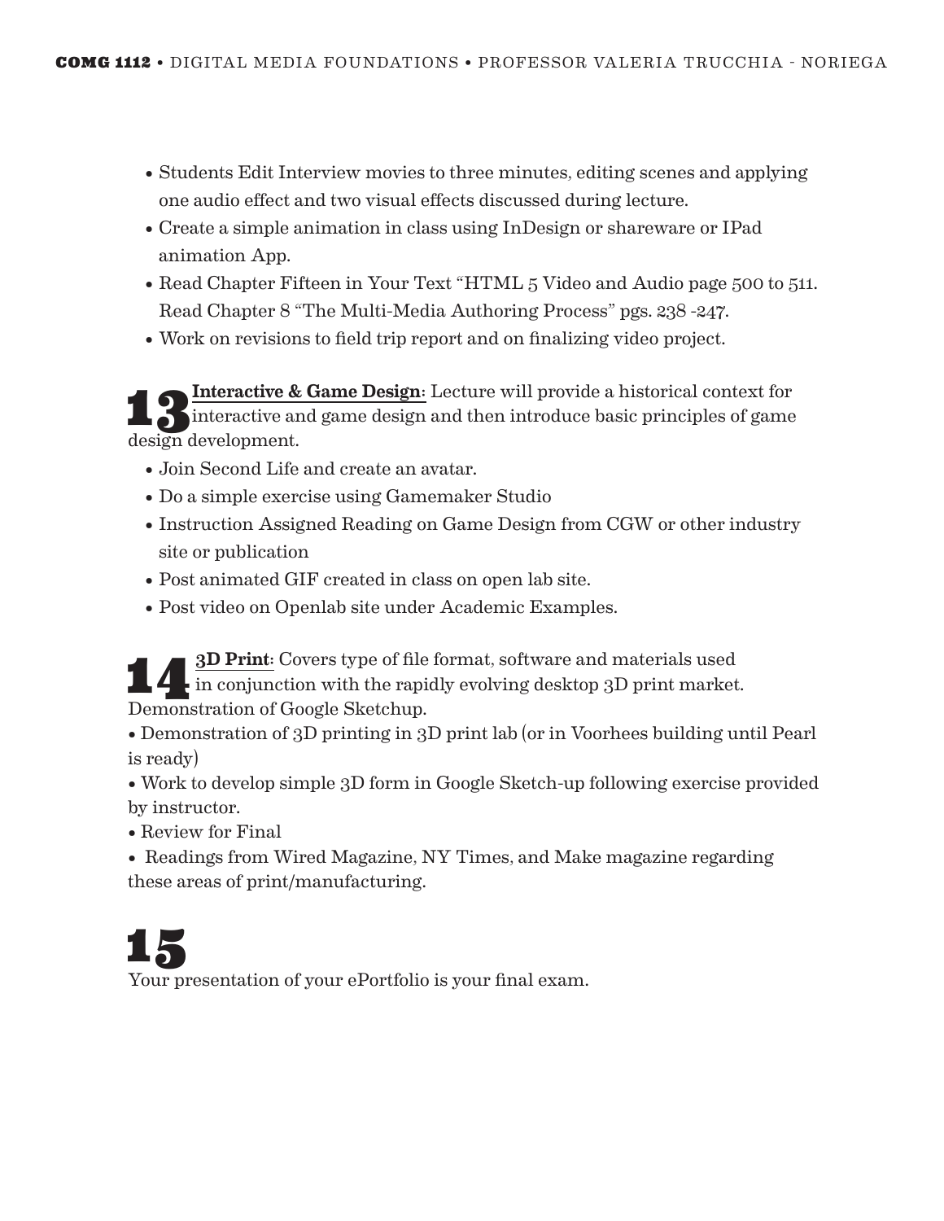- Students Edit Interview movies to three minutes, editing scenes and applying one audio effect and two visual effects discussed during lecture.
- Create a simple animation in class using InDesign or shareware or IPad animation App.
- Read Chapter Fifteen in Your Text "HTML 5 Video and Audio page 500 to 511. Read Chapter 8 "The Multi-Media Authoring Process" pgs. 238 -247.
- Work on revisions to field trip report and on finalizing video project.

## 13

**Interactive & Game Design:** Lecture will provide a historical context for interactive and game design and then introduce basic principles of game design development.

- Join Second Life and create an avatar.
- Do a simple exercise using Gamemaker Studio
- Instruction Assigned Reading on Game Design from CGW or other industry site or publication
- Post animated GIF created in class on open lab site.
- Post video on Openlab site under Academic Examples.

## 14

**3D Print:** Covers type of file format, software and materials used in conjunction with the rapidly evolving desktop 3D print market. Demonstration of Google Sketchup.

- Demonstration of 3D printing in 3D print lab (or in Voorhees building until Pearl is ready)
- Work to develop simple 3D form in Google Sketch-up following exercise provided by instructor.
- Review for Final
- Readings from Wired Magazine, NY Times, and Make magazine regarding these areas of print/manufacturing.

## 15

Your presentation of your ePortfolio is your final exam.